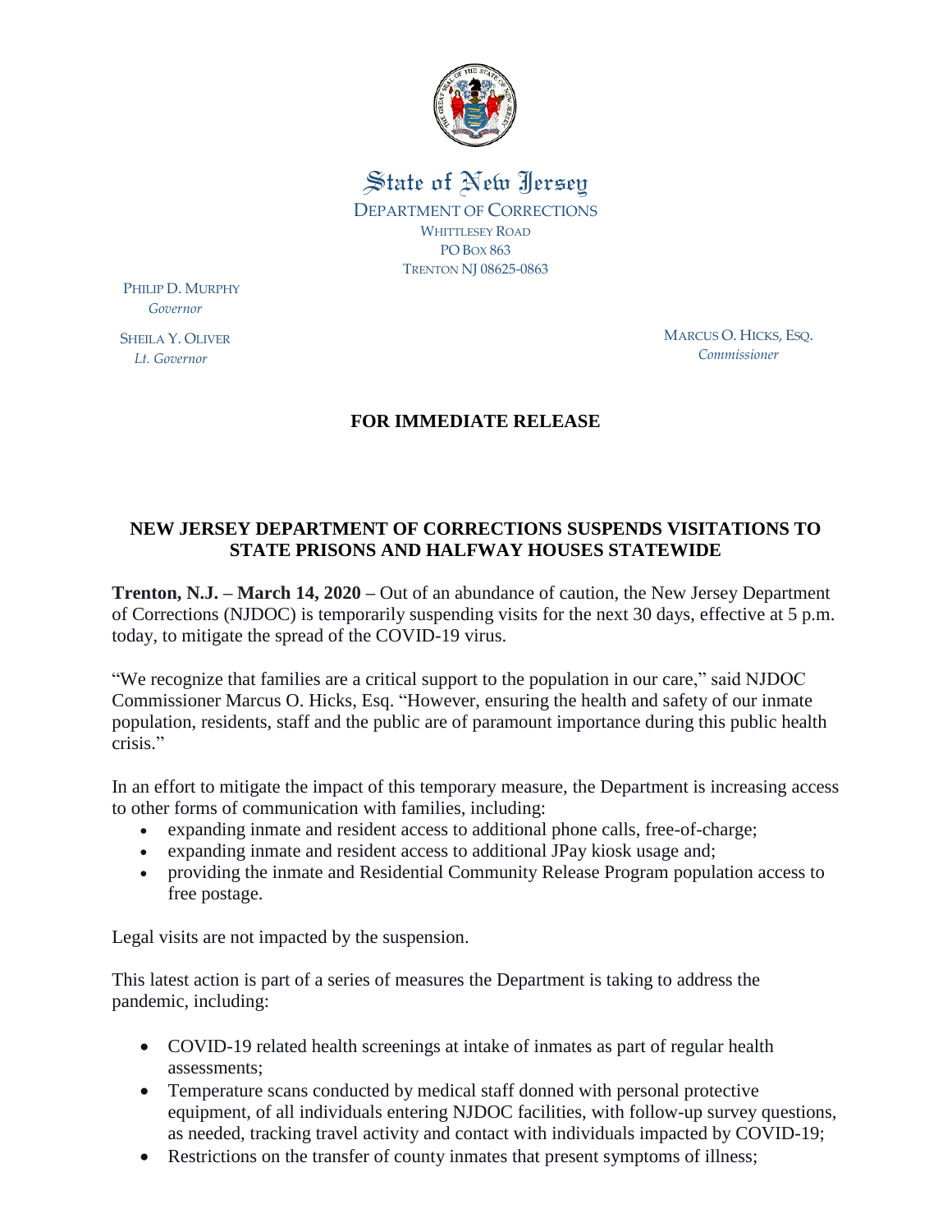State of New Jersey

DEPARTMENT OF CORRECTIONS

WHITTLESEY ROAD

PO BOX 863

TRENTON NJ 08625-0863

PHILIP D. MURPHY
*Governor*

SHEILA Y. OLIVER
*Lt. Governor*

MARCUS O. HICKS, ESQ.
*Commissioner*

**FOR IMMEDIATE RELEASE**

**NEW JERSEY DEPARTMENT OF CORRECTIONS SUSPENDS VISITATIONS TO STATE PRISONS AND HALFWAY HOUSES STATEWIDE**

**Trenton, N.J. – March 14, 2020 –** Out of an abundance of caution, the New Jersey Department of Corrections (NJDOC) is temporarily suspending visits for the next 30 days, effective at 5 p.m. today, to mitigate the spread of the COVID-19 virus.

"We recognize that families are a critical support to the population in our care," said NJDOC Commissioner Marcus O. Hicks, Esq. "However, ensuring the health and safety of our inmate population, residents, staff and the public are of paramount importance during this public health crisis."

In an effort to mitigate the impact of this temporary measure, the Department is increasing access to other forms of communication with families, including:

- expanding inmate and resident access to additional phone calls, free-of-charge;
- expanding inmate and resident access to additional JPay kiosk usage and;
- providing the inmate and Residential Community Release Program population access to free postage.

Legal visits are not impacted by the suspension.

This latest action is part of a series of measures the Department is taking to address the pandemic, including:

- COVID-19 related health screenings at intake of inmates as part of regular health assessments;
- Temperature scans conducted by medical staff donned with personal protective equipment, of all individuals entering NJDOC facilities, with follow-up survey questions, as needed, tracking travel activity and contact with individuals impacted by COVID-19;
- Restrictions on the transfer of county inmates that present symptoms of illness;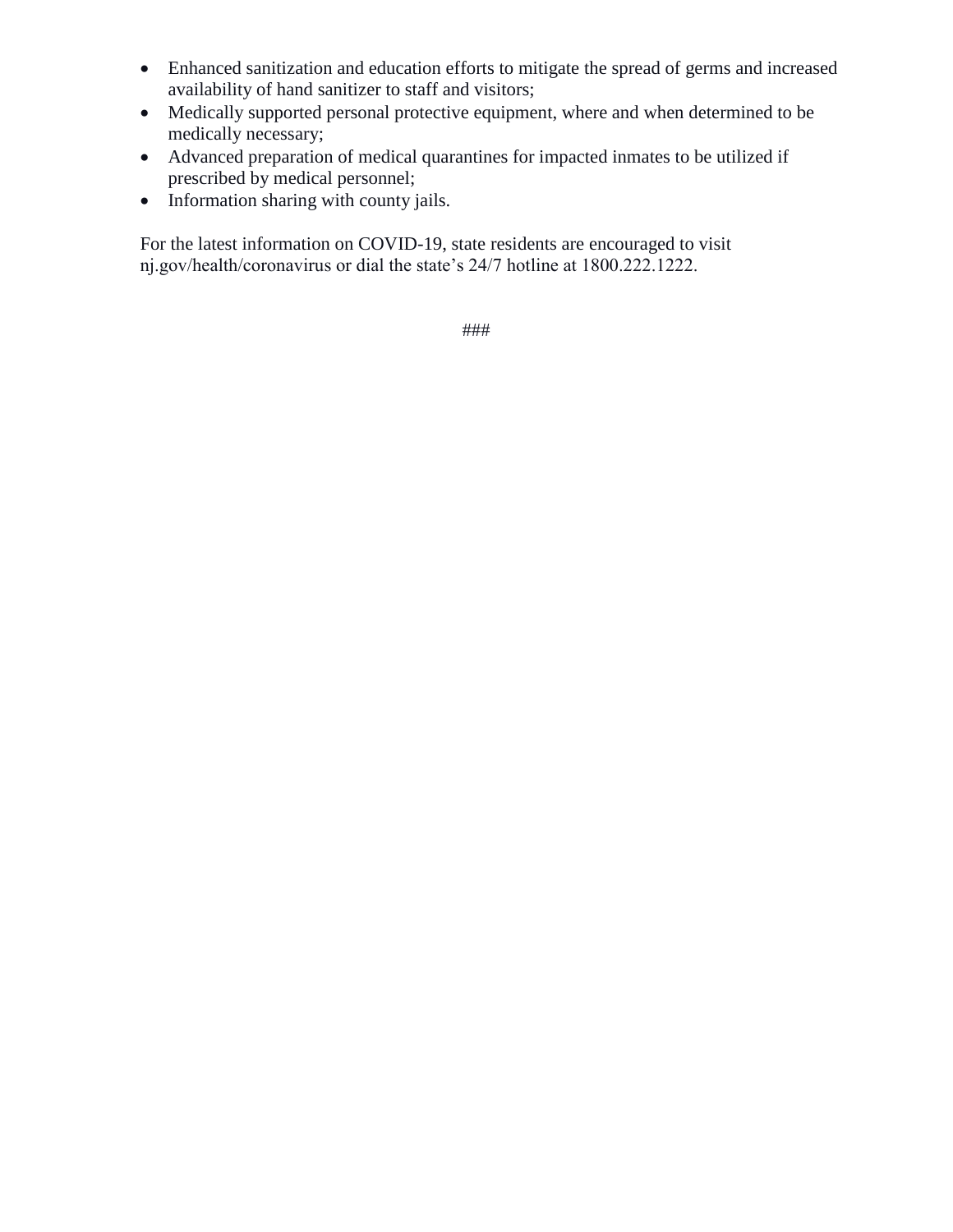- Enhanced sanitization and education efforts to mitigate the spread of germs and increased availability of hand sanitizer to staff and visitors;
- Medically supported personal protective equipment, where and when determined to be medically necessary;
- Advanced preparation of medical quarantines for impacted inmates to be utilized if prescribed by medical personnel;
- Information sharing with county jails.

For the latest information on COVID-19, state residents are encouraged to visit nj.gov/health/coronavirus or dial the state's 24/7 hotline at 1800.222.1222.

###